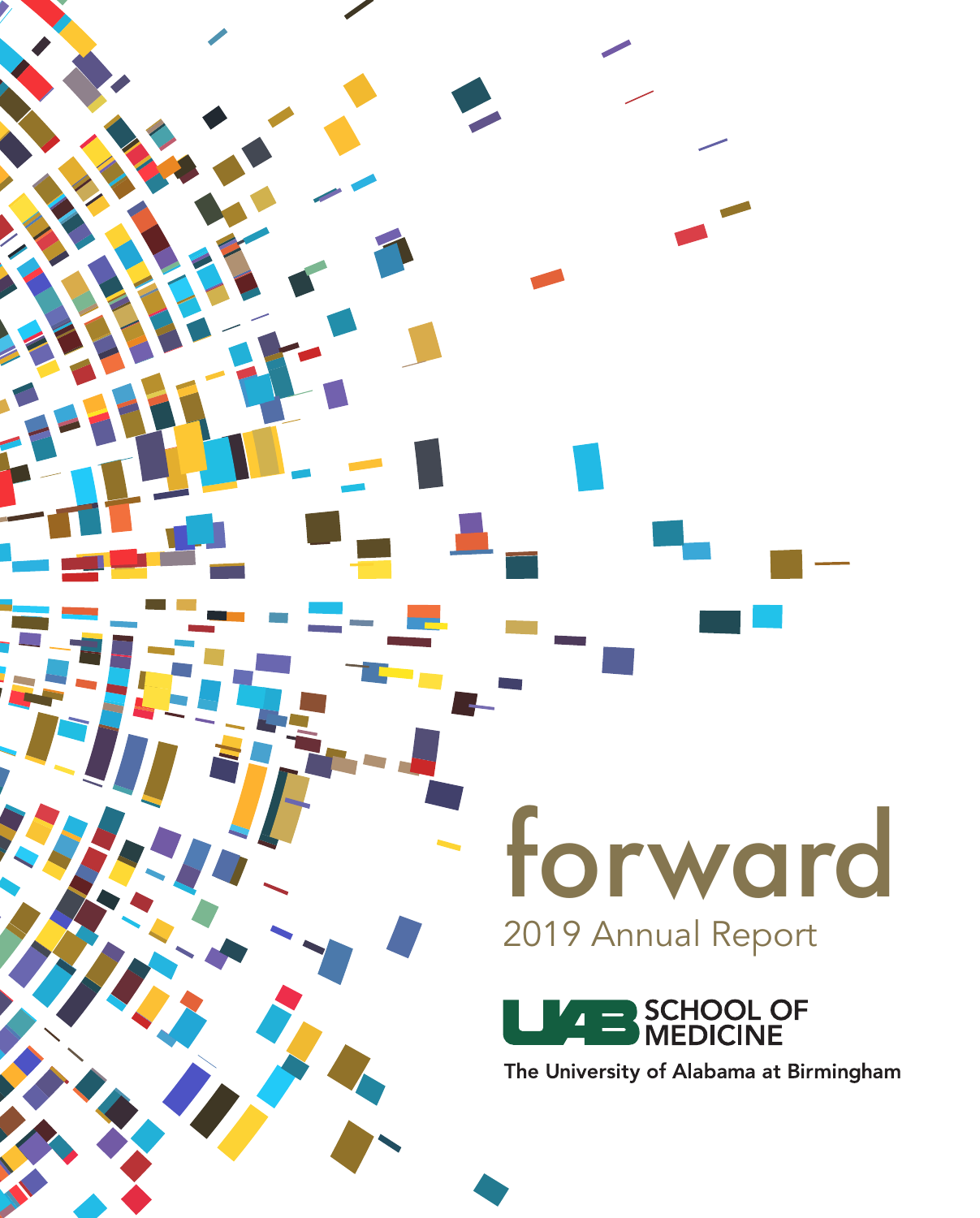# forward

## 2019 Annual Report

UAB SCHOOL OF MEDICINE

The University of Alabama at Birmingham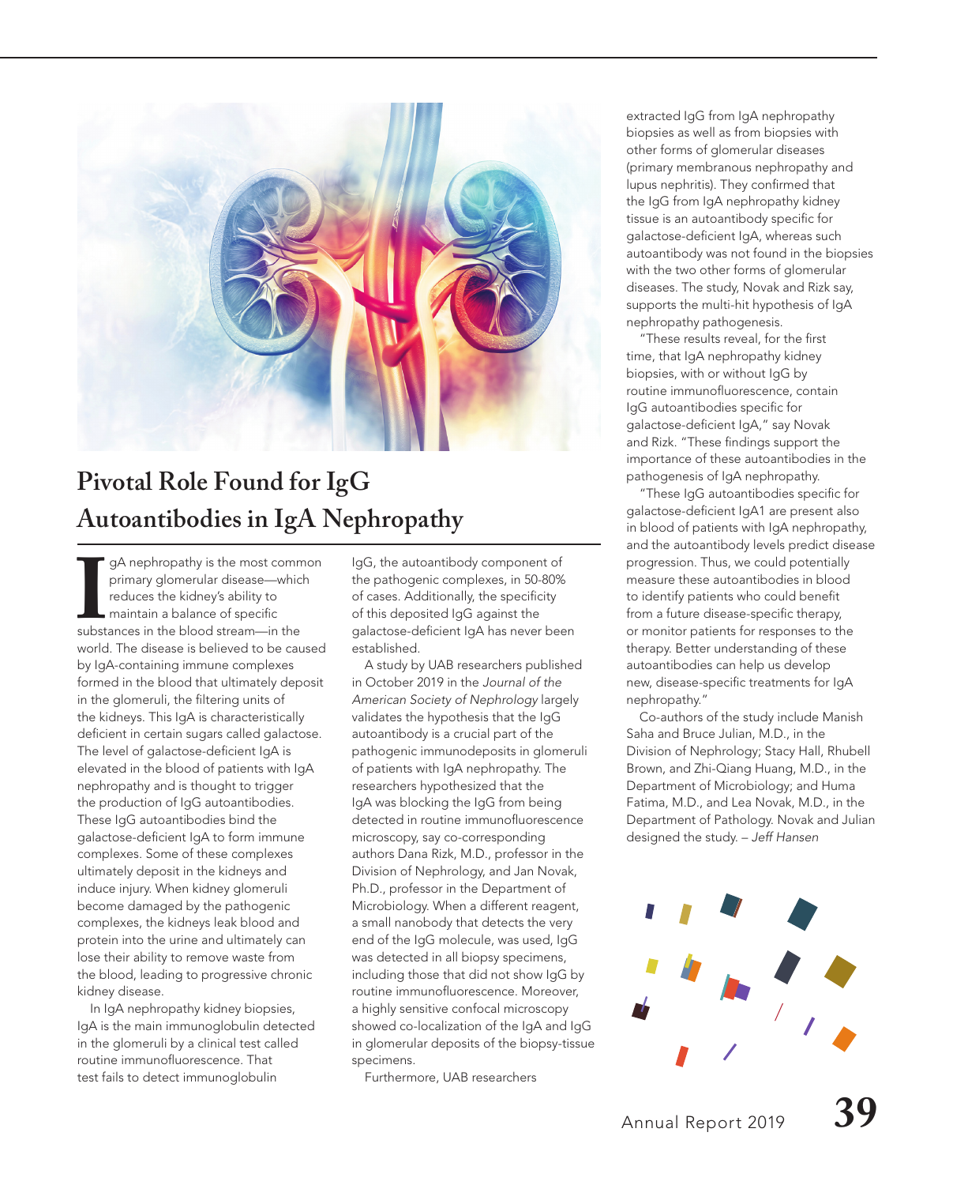## Pivotal Role Found for IgG Autoantibodies in IgA Nephropathy

IgA nephropathy is the most common primary glomerular disease—which reduces the kidney's ability to maintain a balance of specific substances in the blood stream—in the world. The disease is believed to be caused by IgA-containing immune complexes formed in the blood that ultimately deposit in the glomeruli, the filtering units of the kidneys. This IgA is characteristically deficient in certain sugars called galactose. The level of galactose-deficient IgA is elevated in the blood of patients with IgA nephropathy and is thought to trigger the production of IgG autoantibodies. These IgG autoantibodies bind the galactose-deficient IgA to form immune complexes. Some of these complexes ultimately deposit in the kidneys and induce injury. When kidney glomeruli become damaged by the pathogenic complexes, the kidneys leak blood and protein into the urine and ultimately can lose their ability to remove waste from the blood, leading to progressive chronic kidney disease.

In IgA nephropathy kidney biopsies, IgA is the main immunoglobulin detected in the glomeruli by a clinical test called routine immunofluorescence. That test fails to detect immunoglobulin IgG, the autoantibody component of the pathogenic complexes, in 50-80% of cases. Additionally, the specificity of this deposited IgG against the galactose-deficient IgA has never been established.

A study by UAB researchers published in October 2019 in the *Journal of the American Society of Nephrology* largely validates the hypothesis that the IgG autoantibody is a crucial part of the pathogenic immunodeposits in glomeruli of patients with IgA nephropathy. The researchers hypothesized that the IgA was blocking the IgG from being detected in routine immunofluorescence microscopy, say co-corresponding authors Dana Rizk, M.D., professor in the Division of Nephrology, and Jan Novak, Ph.D., professor in the Department of Microbiology. When a different reagent, a small nanobody that detects the very end of the IgG molecule, was used, IgG was detected in all biopsy specimens, including those that did not show IgG by routine immunofluorescence. Moreover, a highly sensitive confocal microscopy showed co-localization of the IgA and IgG in glomerular deposits of the biopsy-tissue specimens.

Furthermore, UAB researchers extracted IgG from IgA nephropathy biopsies as well as from biopsies with other forms of glomerular diseases (primary membranous nephropathy and lupus nephritis). They confirmed that the IgG from IgA nephropathy kidney tissue is an autoantibody specific for galactose-deficient IgA, whereas such autoantibody was not found in the biopsies with the two other forms of glomerular diseases. The study, Novak and Rizk say, supports the multi-hit hypothesis of IgA nephropathy pathogenesis.

"These results reveal, for the first time, that IgA nephropathy kidney biopsies, with or without IgG by routine immunofluorescence, contain IgG autoantibodies specific for galactose-deficient IgA," say Novak and Rizk. "These findings support the importance of these autoantibodies in the pathogenesis of IgA nephropathy.

"These IgG autoantibodies specific for galactose-deficient IgA1 are present also in blood of patients with IgA nephropathy, and the autoantibody levels predict disease progression. Thus, we could potentially measure these autoantibodies in blood to identify patients who could benefit from a future disease-specific therapy, or monitor patients for responses to the therapy. Better understanding of these autoantibodies can help us develop new, disease-specific treatments for IgA nephropathy."

Co-authors of the study include Manish Saha and Bruce Julian, M.D., in the Division of Nephrology; Stacy Hall, Rhubell Brown, and Zhi-Qiang Huang, M.D., in the Department of Microbiology; and Huma Fatima, M.D., and Lea Novak, M.D., in the Department of Pathology. Novak and Julian designed the study. – *Jeff Hansen*